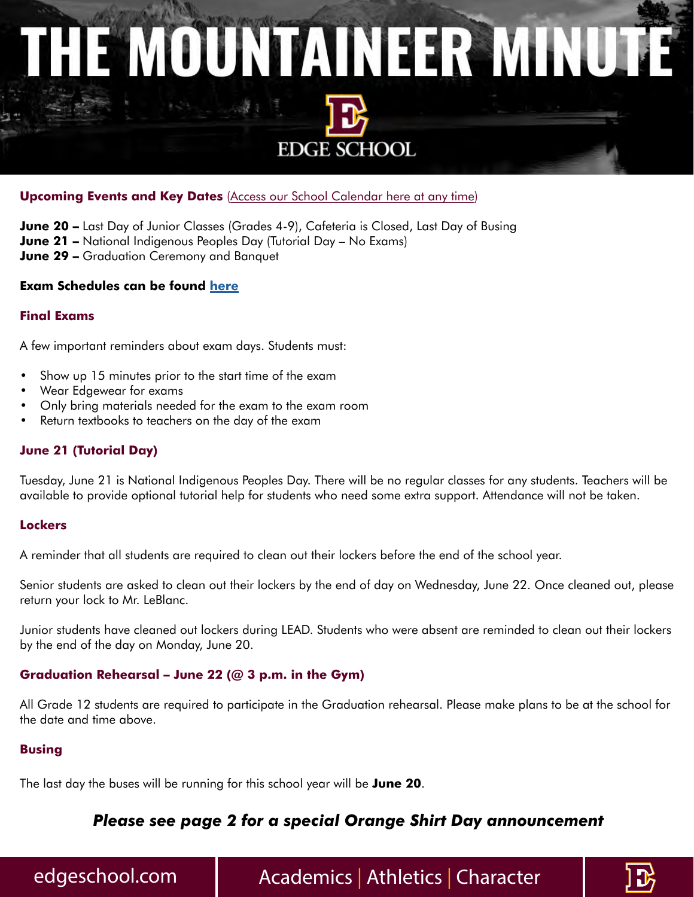# THE MOUNTAINEER MINUTE

EDGE SCHOOL

**Upcoming Events and Key Dates** (Access our School Calendar here at any time)

**June 20 –** Last Day of Junior Classes (Grades 4-9), Cafeteria is Closed, Last Day of Busing
**June 21 –** National Indigenous Peoples Day (Tutorial Day – No Exams)
**June 29 –** Graduation Ceremony and Banquet

**Exam Schedules can be found here**

### Final Exams

A few important reminders about exam days. Students must:

- Show up 15 minutes prior to the start time of the exam
- Wear Edgewear for exams
- Only bring materials needed for the exam to the exam room
- Return textbooks to teachers on the day of the exam

### June 21 (Tutorial Day)

Tuesday, June 21 is National Indigenous Peoples Day. There will be no regular classes for any students. Teachers will be available to provide optional tutorial help for students who need some extra support. Attendance will not be taken.

### Lockers

A reminder that all students are required to clean out their lockers before the end of the school year.

Senior students are asked to clean out their lockers by the end of day on Wednesday, June 22. Once cleaned out, please return your lock to Mr. LeBlanc.

Junior students have cleaned out lockers during LEAD. Students who were absent are reminded to clean out their lockers by the end of the day on Monday, June 20.

### Graduation Rehearsal – June 22 (@ 3 p.m. in the Gym)

All Grade 12 students are required to participate in the Graduation rehearsal. Please make plans to be at the school for the date and time above.

### Busing

The last day the buses will be running for this school year will be **June 20**.

***Please see page 2 for a special Orange Shirt Day announcement***

edgeschool.com | Academics | Athletics | Character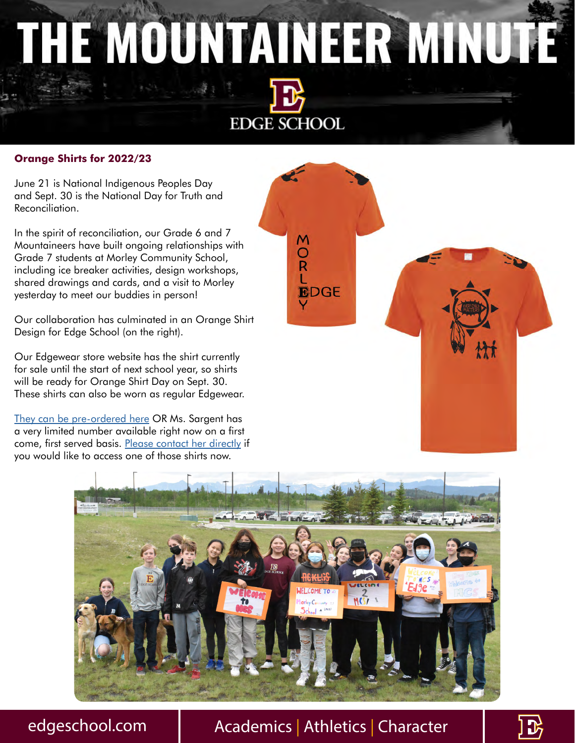# THE MOUNTAINEER MINUTE

EDGE SCHOOL

**Orange Shirts for 2022/23**

June 21 is National Indigenous Peoples Day and Sept. 30 is the National Day for Truth and Reconciliation.

In the spirit of reconciliation, our Grade 6 and 7 Mountaineers have built ongoing relationships with Grade 7 students at Morley Community School, including ice breaker activities, design workshops, shared drawings and cards, and a visit to Morley yesterday to meet our buddies in person!

Our collaboration has culminated in an Orange Shirt Design for Edge School (on the right).

Our Edgewear store website has the shirt currently for sale until the start of next school year, so shirts will be ready for Orange Shirt Day on Sept. 30. These shirts can also be worn as regular Edgewear.

They can be pre-ordered here OR Ms. Sargent has a very limited number available right now on a first come, first served basis. Please contact her directly if you would like to access one of those shirts now.

edgeschool.com | Academics | Athletics | Character